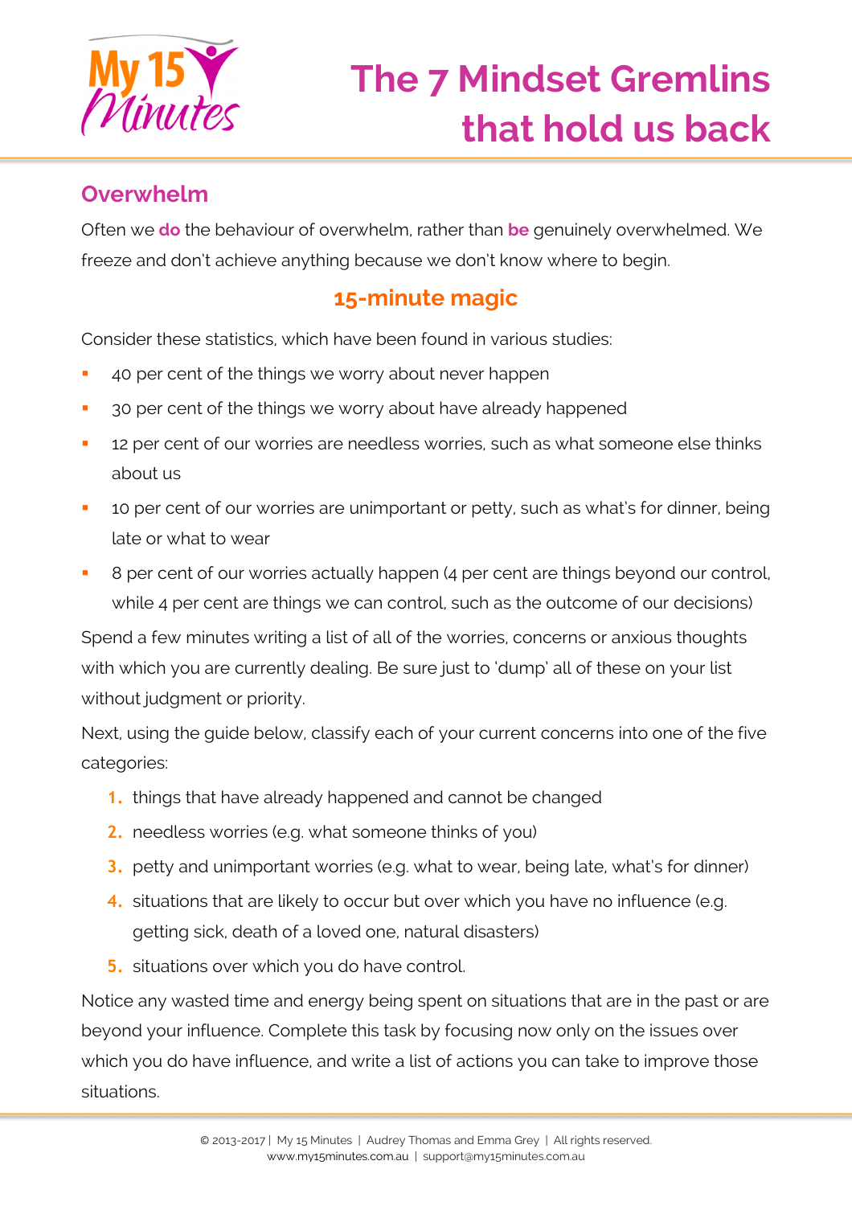# The 7 Mindset Gremlins that hold us back

## Overwhelm

Often we **do** the behaviour of overwhelm, rather than **be** genuinely overwhelmed. We freeze and don't achieve anything because we don't know where to begin.

### 15-minute magic

Consider these statistics, which have been found in various studies:

- 40 per cent of the things we worry about never happen
- 30 per cent of the things we worry about have already happened
- 12 per cent of our worries are needless worries, such as what someone else thinks about us
- 10 per cent of our worries are unimportant or petty, such as what's for dinner, being late or what to wear
- 8 per cent of our worries actually happen (4 per cent are things beyond our control, while 4 per cent are things we can control, such as the outcome of our decisions)

Spend a few minutes writing a list of all of the worries, concerns or anxious thoughts with which you are currently dealing. Be sure just to 'dump' all of these on your list without judgment or priority.

Next, using the guide below, classify each of your current concerns into one of the five categories:

1. things that have already happened and cannot be changed
2. needless worries (e.g. what someone thinks of you)
3. petty and unimportant worries (e.g. what to wear, being late, what's for dinner)
4. situations that are likely to occur but over which you have no influence (e.g. getting sick, death of a loved one, natural disasters)
5. situations over which you do have control.

Notice any wasted time and energy being spent on situations that are in the past or are beyond your influence. Complete this task by focusing now only on the issues over which you do have influence, and write a list of actions you can take to improve those situations.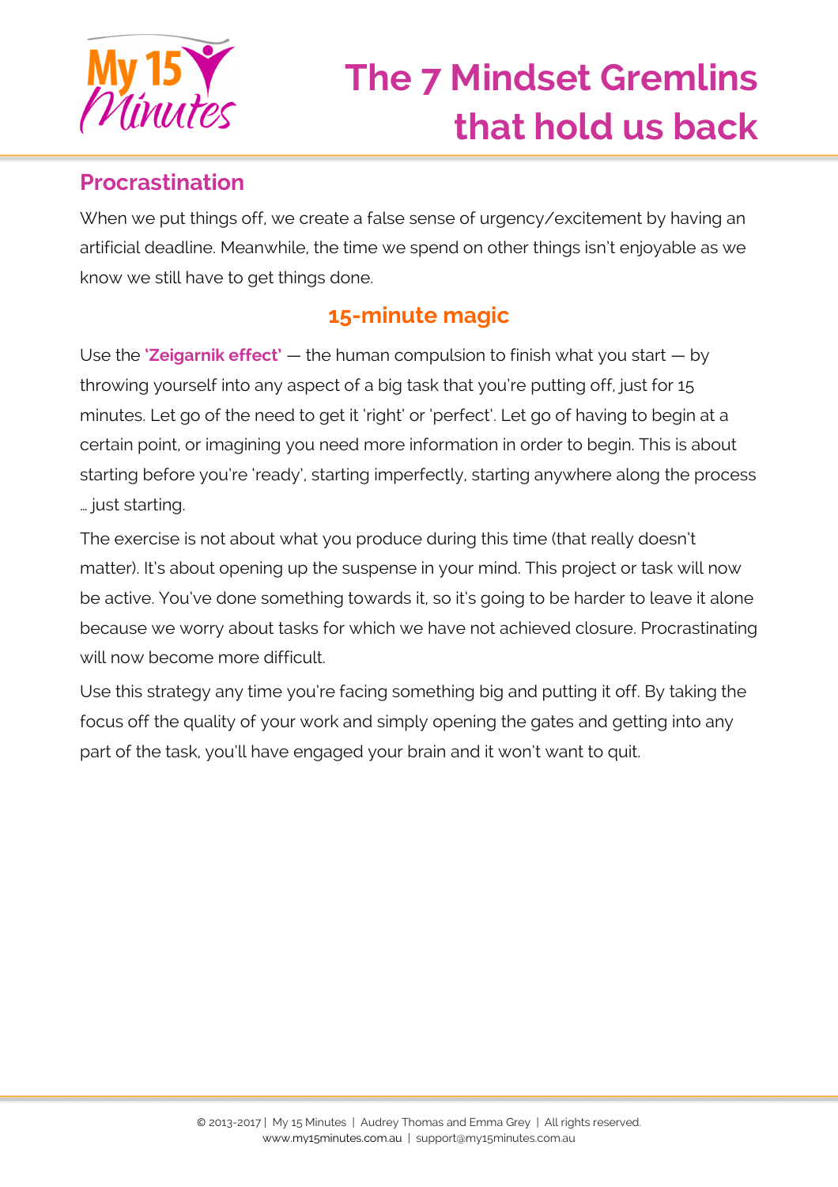# The 7 Mindset Gremlins that hold us back

## Procrastination

When we put things off, we create a false sense of urgency/excitement by having an artificial deadline. Meanwhile, the time we spend on other things isn't enjoyable as we know we still have to get things done.

### 15-minute magic

Use the **'Zeigarnik effect'** — the human compulsion to finish what you start — by throwing yourself into any aspect of a big task that you're putting off, just for 15 minutes. Let go of the need to get it 'right' or 'perfect'. Let go of having to begin at a certain point, or imagining you need more information in order to begin. This is about starting before you're 'ready', starting imperfectly, starting anywhere along the process … just starting.

The exercise is not about what you produce during this time (that really doesn't matter). It's about opening up the suspense in your mind. This project or task will now be active. You've done something towards it, so it's going to be harder to leave it alone because we worry about tasks for which we have not achieved closure. Procrastinating will now become more difficult.

Use this strategy any time you're facing something big and putting it off. By taking the focus off the quality of your work and simply opening the gates and getting into any part of the task, you'll have engaged your brain and it won't want to quit.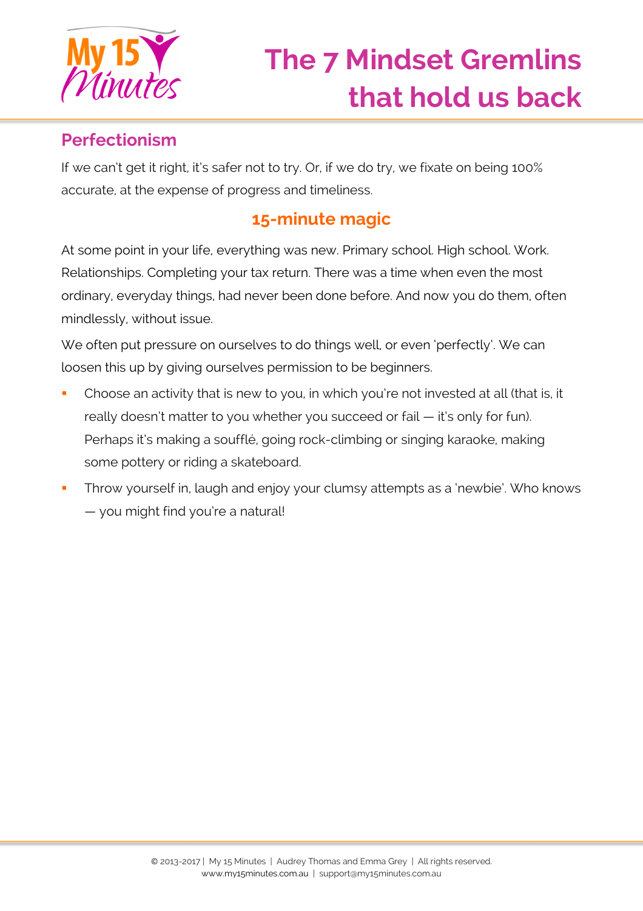# The 7 Mindset Gremlins that hold us back

## Perfectionism

If we can't get it right, it's safer not to try. Or, if we do try, we fixate on being 100% accurate, at the expense of progress and timeliness.

### 15-minute magic

At some point in your life, everything was new. Primary school. High school. Work. Relationships. Completing your tax return. There was a time when even the most ordinary, everyday things, had never been done before. And now you do them, often mindlessly, without issue.

We often put pressure on ourselves to do things well, or even 'perfectly'. We can loosen this up by giving ourselves permission to be beginners.

- Choose an activity that is new to you, in which you're not invested at all (that is, it really doesn't matter to you whether you succeed or fail — it's only for fun). Perhaps it's making a soufflé, going rock-climbing or singing karaoke, making some pottery or riding a skateboard.
- Throw yourself in, laugh and enjoy your clumsy attempts as a 'newbie'. Who knows — you might find you're a natural!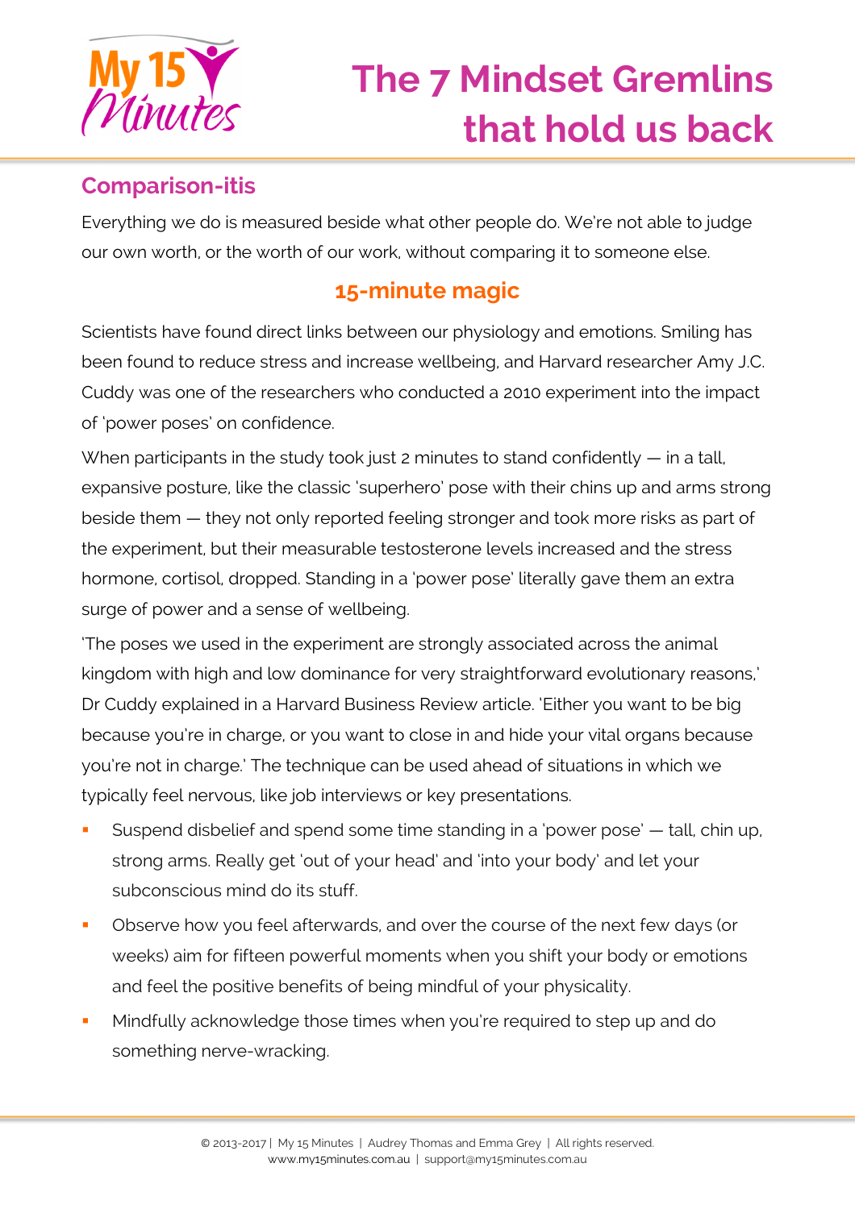# The 7 Mindset Gremlins that hold us back

## Comparison-itis

Everything we do is measured beside what other people do. We're not able to judge our own worth, or the worth of our work, without comparing it to someone else.

### 15-minute magic

Scientists have found direct links between our physiology and emotions. Smiling has been found to reduce stress and increase wellbeing, and Harvard researcher Amy J.C. Cuddy was one of the researchers who conducted a 2010 experiment into the impact of 'power poses' on confidence.

When participants in the study took just 2 minutes to stand confidently — in a tall, expansive posture, like the classic 'superhero' pose with their chins up and arms strong beside them — they not only reported feeling stronger and took more risks as part of the experiment, but their measurable testosterone levels increased and the stress hormone, cortisol, dropped. Standing in a 'power pose' literally gave them an extra surge of power and a sense of wellbeing.

'The poses we used in the experiment are strongly associated across the animal kingdom with high and low dominance for very straightforward evolutionary reasons,' Dr Cuddy explained in a Harvard Business Review article. 'Either you want to be big because you're in charge, or you want to close in and hide your vital organs because you're not in charge.' The technique can be used ahead of situations in which we typically feel nervous, like job interviews or key presentations.

- Suspend disbelief and spend some time standing in a 'power pose' — tall, chin up, strong arms. Really get 'out of your head' and 'into your body' and let your subconscious mind do its stuff.
- Observe how you feel afterwards, and over the course of the next few days (or weeks) aim for fifteen powerful moments when you shift your body or emotions and feel the positive benefits of being mindful of your physicality.
- Mindfully acknowledge those times when you're required to step up and do something nerve-wracking.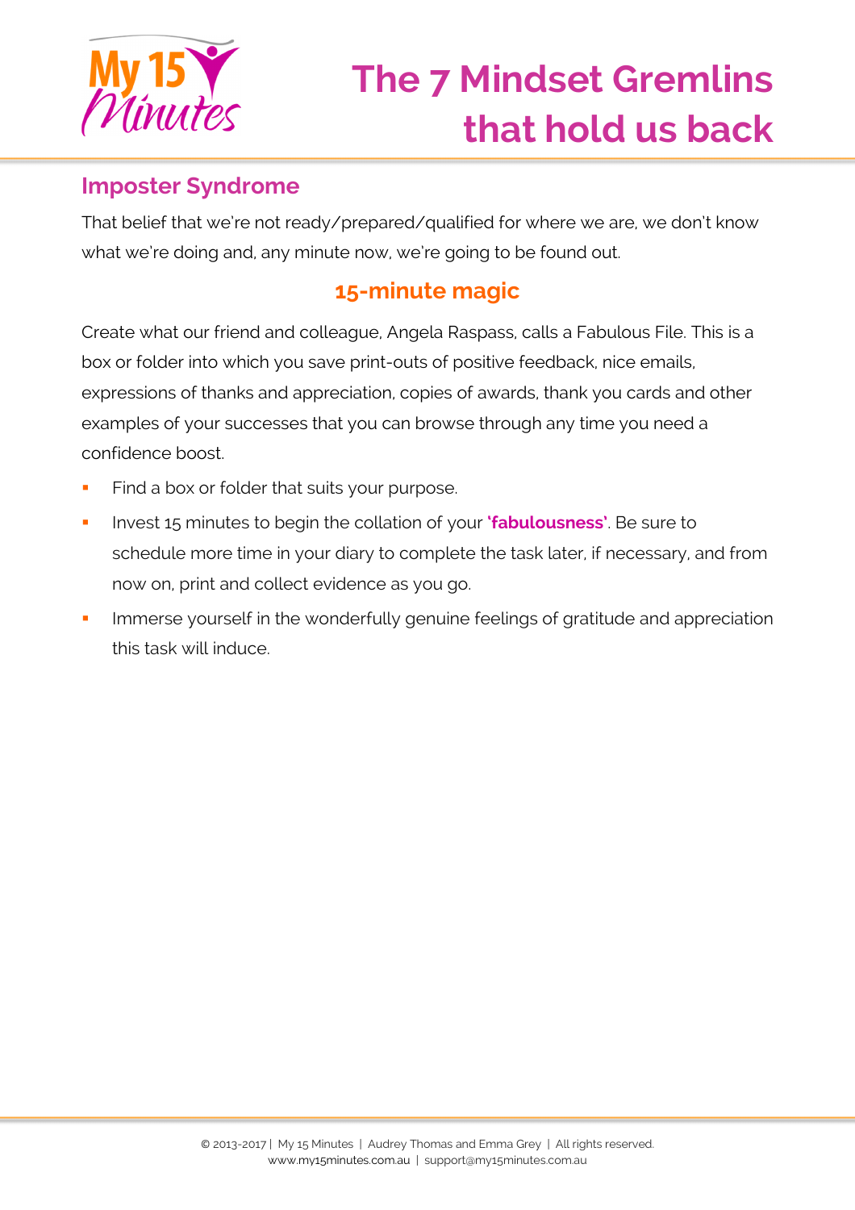# The 7 Mindset Gremlins that hold us back

## Imposter Syndrome

That belief that we're not ready/prepared/qualified for where we are, we don't know what we're doing and, any minute now, we're going to be found out.

### 15-minute magic

Create what our friend and colleague, Angela Raspass, calls a Fabulous File. This is a box or folder into which you save print-outs of positive feedback, nice emails, expressions of thanks and appreciation, copies of awards, thank you cards and other examples of your successes that you can browse through any time you need a confidence boost.

- Find a box or folder that suits your purpose.
- Invest 15 minutes to begin the collation of your **'fabulousness'**. Be sure to schedule more time in your diary to complete the task later, if necessary, and from now on, print and collect evidence as you go.
- Immerse yourself in the wonderfully genuine feelings of gratitude and appreciation this task will induce.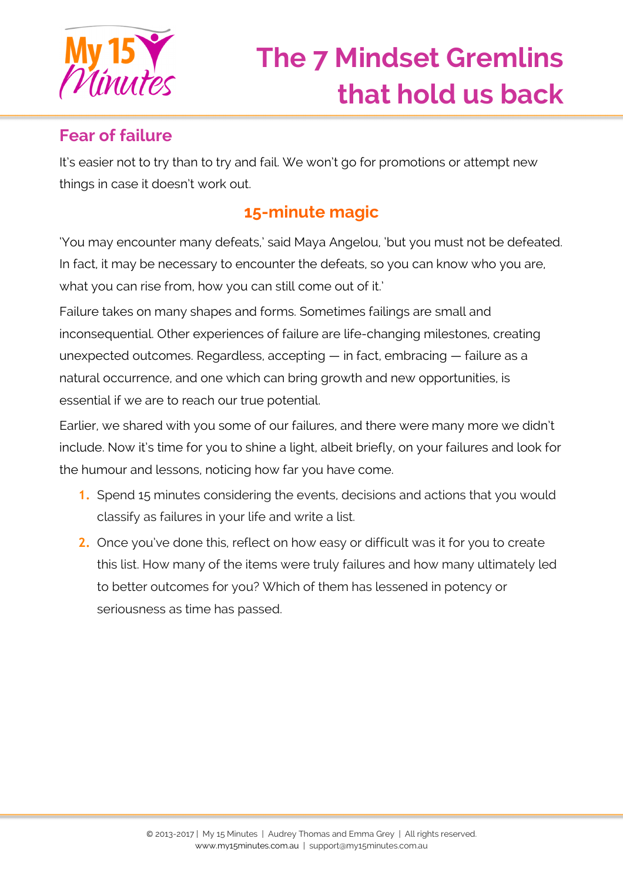# The 7 Mindset Gremlins that hold us back

## Fear of failure

It's easier not to try than to try and fail. We won't go for promotions or attempt new things in case it doesn't work out.

### 15-minute magic

'You may encounter many defeats,' said Maya Angelou, 'but you must not be defeated. In fact, it may be necessary to encounter the defeats, so you can know who you are, what you can rise from, how you can still come out of it.'

Failure takes on many shapes and forms. Sometimes failings are small and inconsequential. Other experiences of failure are life-changing milestones, creating unexpected outcomes. Regardless, accepting — in fact, embracing — failure as a natural occurrence, and one which can bring growth and new opportunities, is essential if we are to reach our true potential.

Earlier, we shared with you some of our failures, and there were many more we didn't include. Now it's time for you to shine a light, albeit briefly, on your failures and look for the humour and lessons, noticing how far you have come.

1. Spend 15 minutes considering the events, decisions and actions that you would classify as failures in your life and write a list.
2. Once you've done this, reflect on how easy or difficult was it for you to create this list. How many of the items were truly failures and how many ultimately led to better outcomes for you? Which of them has lessened in potency or seriousness as time has passed.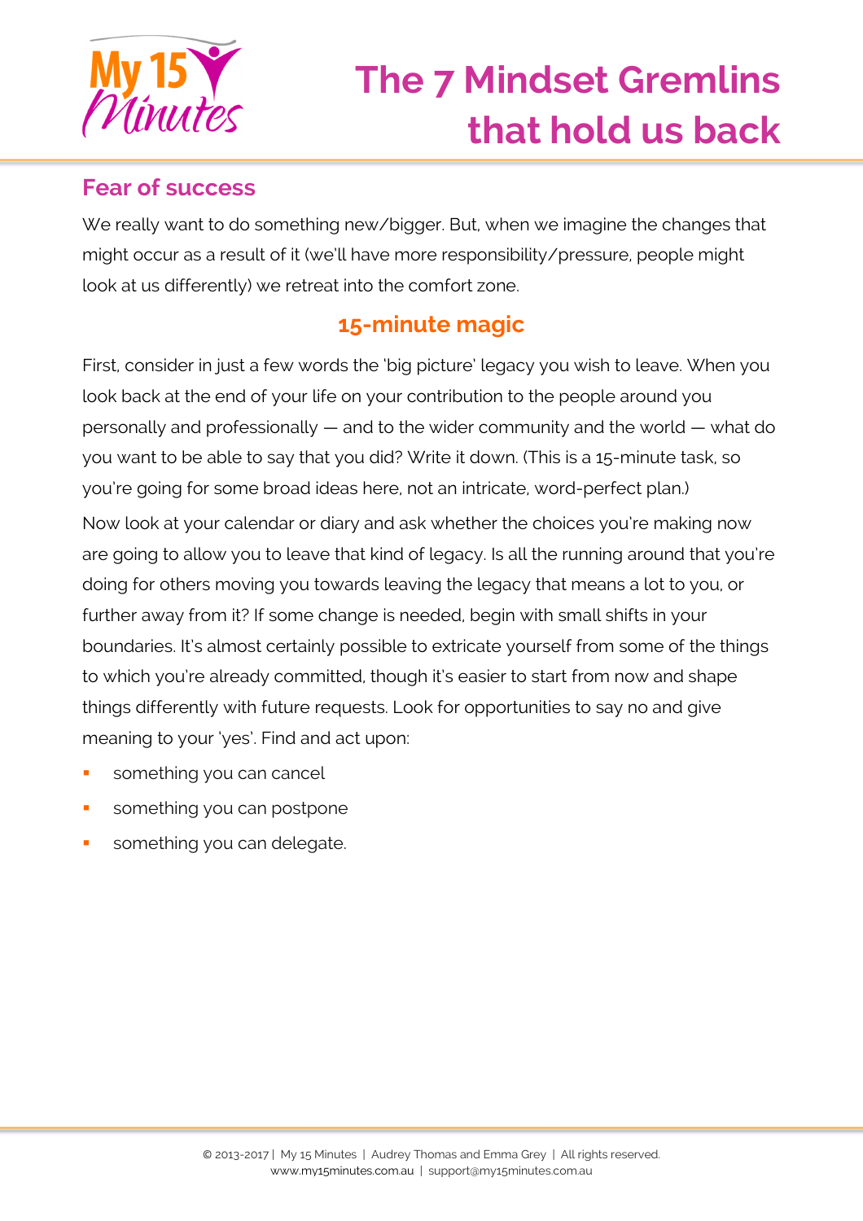# The 7 Mindset Gremlins that hold us back

## Fear of success

We really want to do something new/bigger. But, when we imagine the changes that might occur as a result of it (we'll have more responsibility/pressure, people might look at us differently) we retreat into the comfort zone.

### 15-minute magic

First, consider in just a few words the 'big picture' legacy you wish to leave. When you look back at the end of your life on your contribution to the people around you personally and professionally — and to the wider community and the world — what do you want to be able to say that you did? Write it down. (This is a 15-minute task, so you're going for some broad ideas here, not an intricate, word-perfect plan.)

Now look at your calendar or diary and ask whether the choices you're making now are going to allow you to leave that kind of legacy. Is all the running around that you're doing for others moving you towards leaving the legacy that means a lot to you, or further away from it? If some change is needed, begin with small shifts in your boundaries. It's almost certainly possible to extricate yourself from some of the things to which you're already committed, though it's easier to start from now and shape things differently with future requests. Look for opportunities to say no and give meaning to your 'yes'. Find and act upon:

- something you can cancel
- something you can postpone
- something you can delegate.